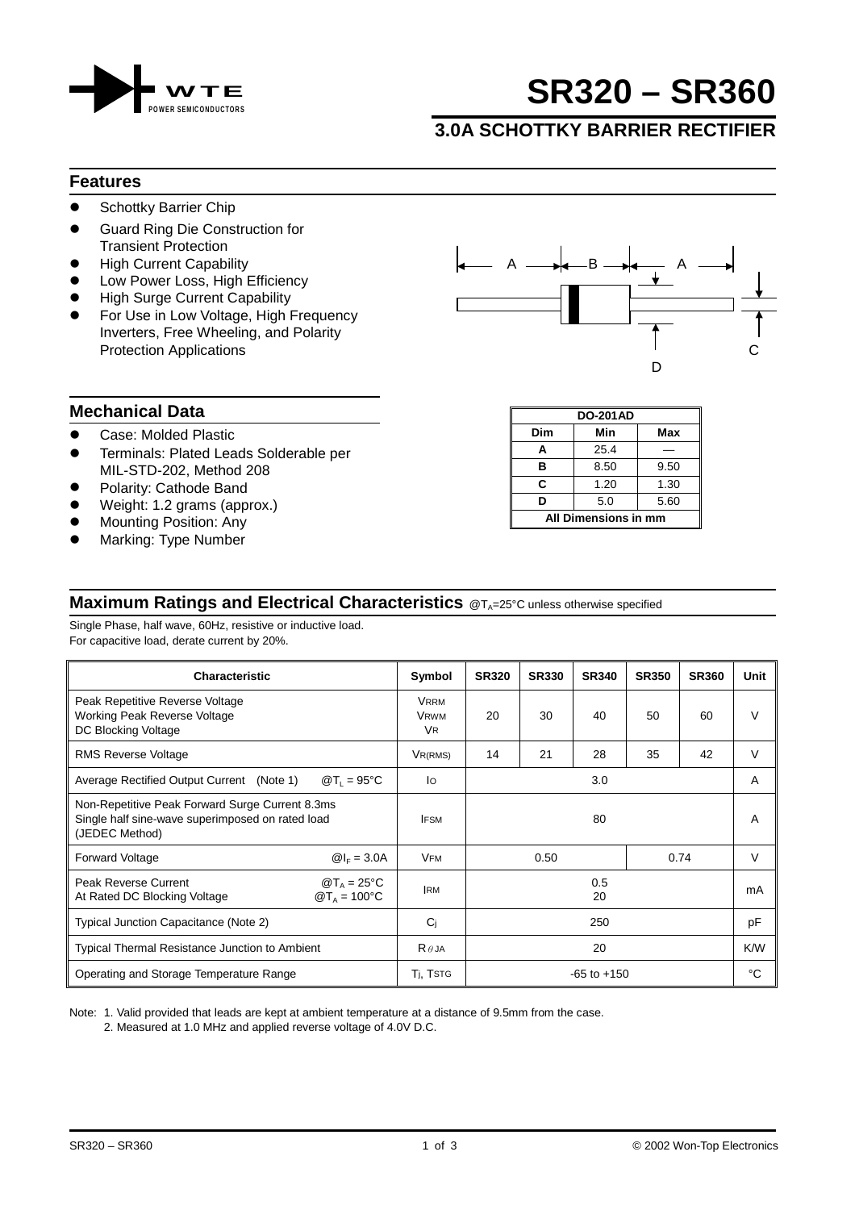# SR320 – SR360

## 3.0A SCHOTTKY BARRIER RECTIFIER

WTE POWER SEMICONDUCTORS

## Features

- Schottky Barrier Chip
- Guard Ring Die Construction for Transient Protection
- High Current Capability
- Low Power Loss, High Efficiency
- High Surge Current Capability
- For Use in Low Voltage, High Frequency Inverters, Free Wheeling, and Polarity Protection Applications

## Mechanical Data

- Case: Molded Plastic
- Terminals: Plated Leads Solderable per MIL-STD-202, Method 208
- Polarity: Cathode Band
- Weight: 1.2 grams (approx.)
- Mounting Position: Any
- Marking: Type Number

| DO-201AD | | |
|---|---|---|
| **Dim** | **Min** | **Max** |
| **A** | 25.4 | — |
| **B** | 8.50 | 9.50 |
| **C** | 1.20 | 1.30 |
| **D** | 5.0 | 5.60 |
| **All Dimensions in mm** | | |

## Maximum Ratings and Electrical Characteristics @$T_A$=25°C unless otherwise specified

Single Phase, half wave, 60Hz, resistive or inductive load.
For capacitive load, derate current by 20%.

| Characteristic | Symbol | SR320 | SR330 | SR340 | SR350 | SR360 | Unit |
|---|---|---|---|---|---|---|---|
| Peak Repetitive Reverse Voltage<br>Working Peak Reverse Voltage<br>DC Blocking Voltage | $V_{RRM}$<br>$V_{RWM}$<br>$V_R$ | 20 | 30 | 40 | 50 | 60 | V |
| RMS Reverse Voltage | $V_{R(RMS)}$ | 14 | 21 | 28 | 35 | 42 | V |
| Average Rectified Output Current (Note 1) @$T_L$ = 95°C | $I_O$ | 3.0 | | | | | A |
| Non-Repetitive Peak Forward Surge Current 8.3ms Single half sine-wave superimposed on rated load (JEDEC Method) | $I_{FSM}$ | 80 | | | | | A |
| Forward Voltage @$I_F$ = 3.0A | $V_{FM}$ | 0.50 | | | 0.74 | | V |
| Peak Reverse Current @$T_A$ = 25°C<br>At Rated DC Blocking Voltage @$T_A$ = 100°C | $I_{RM}$ | 0.5<br>20 | | | | | mA |
| Typical Junction Capacitance (Note 2) | $C_j$ | 250 | | | | | pF |
| Typical Thermal Resistance Junction to Ambient | $R_{\theta JA}$ | 20 | | | | | K/W |
| Operating and Storage Temperature Range | $T_j$, $T_{STG}$ | -65 to +150 | | | | | °C |

Note: 1. Valid provided that leads are kept at ambient temperature at a distance of 9.5mm from the case.
2. Measured at 1.0 MHz and applied reverse voltage of 4.0V D.C.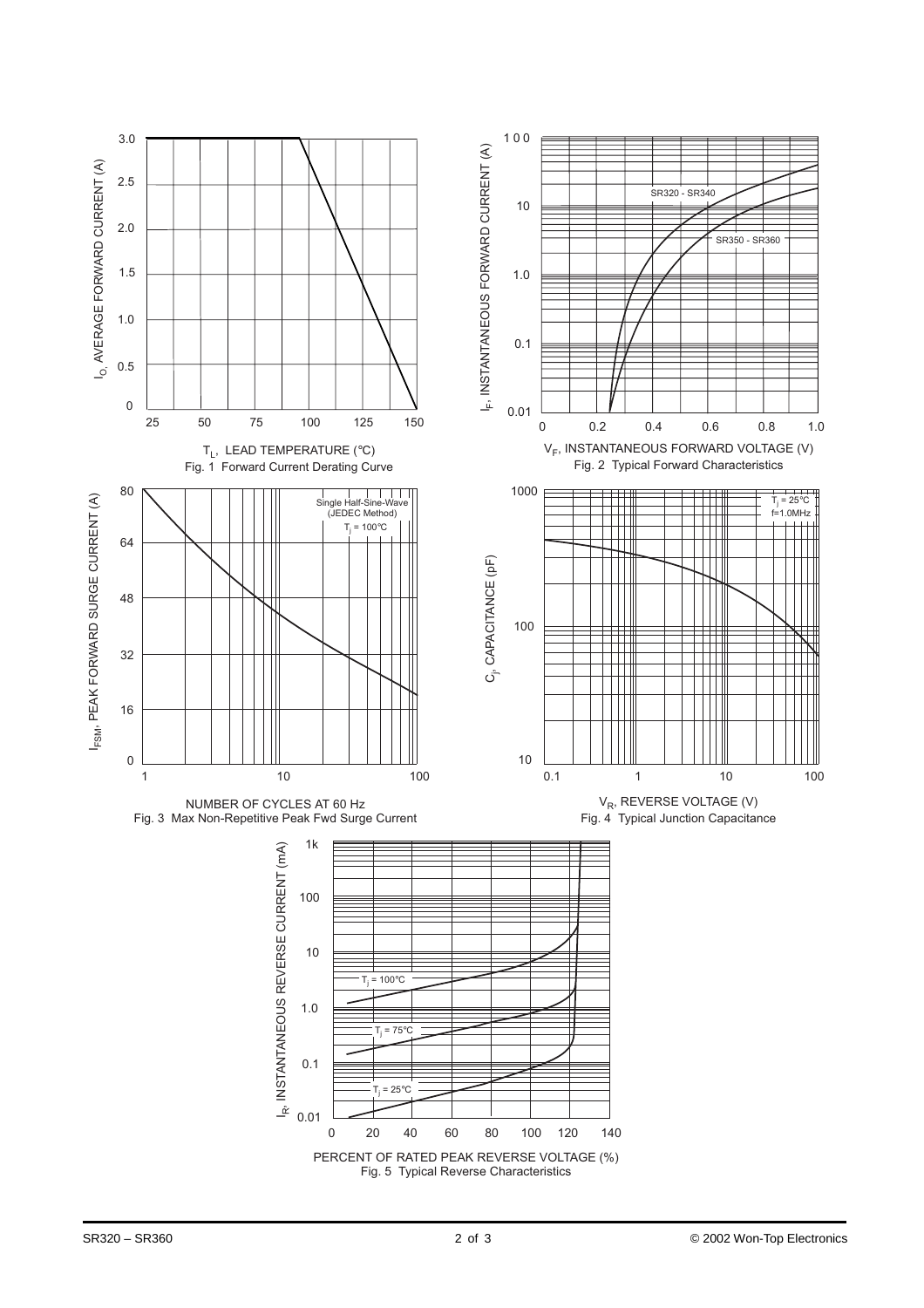$T_L$, LEAD TEMPERATURE (°C)

Fig. 1 Forward Current Derating Curve

$V_F$, INSTANTANEOUS FORWARD VOLTAGE (V)

Fig. 2 Typical Forward Characteristics

NUMBER OF CYCLES AT 60 Hz

Fig. 3 Max Non-Repetitive Peak Fwd Surge Current

$V_R$, REVERSE VOLTAGE (V)

Fig. 4 Typical Junction Capacitance

PERCENT OF RATED PEAK REVERSE VOLTAGE (%)

Fig. 5 Typical Reverse Characteristics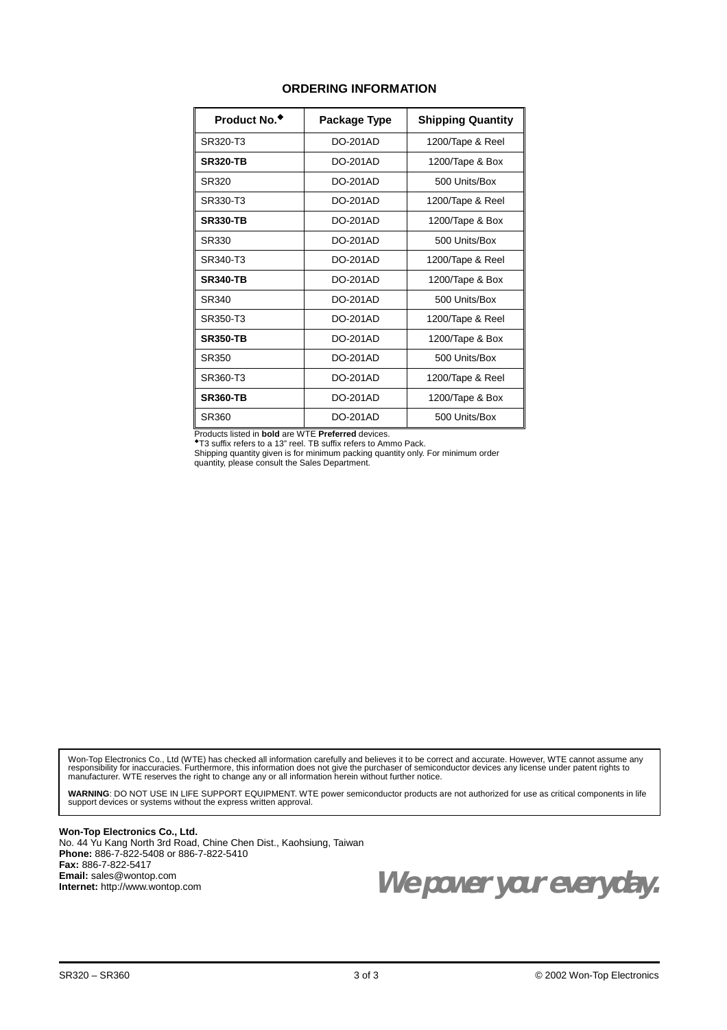## ORDERING INFORMATION

| Product No.◆ | Package Type | Shipping Quantity |
|---|---|---|
| SR320-T3 | DO-201AD | 1200/Tape & Reel |
| **SR320-TB** | DO-201AD | 1200/Tape & Box |
| SR320 | DO-201AD | 500 Units/Box |
| SR330-T3 | DO-201AD | 1200/Tape & Reel |
| **SR330-TB** | DO-201AD | 1200/Tape & Box |
| SR330 | DO-201AD | 500 Units/Box |
| SR340-T3 | DO-201AD | 1200/Tape & Reel |
| **SR340-TB** | DO-201AD | 1200/Tape & Box |
| SR340 | DO-201AD | 500 Units/Box |
| SR350-T3 | DO-201AD | 1200/Tape & Reel |
| **SR350-TB** | DO-201AD | 1200/Tape & Box |
| SR350 | DO-201AD | 500 Units/Box |
| SR360-T3 | DO-201AD | 1200/Tape & Reel |
| **SR360-TB** | DO-201AD | 1200/Tape & Box |
| SR360 | DO-201AD | 500 Units/Box |

Products listed in **bold** are WTE **Preferred** devices.
◆T3 suffix refers to a 13" reel. TB suffix refers to Ammo Pack.
Shipping quantity given is for minimum packing quantity only. For minimum order quantity, please consult the Sales Department.

Won-Top Electronics Co., Ltd (WTE) has checked all information carefully and believes it to be correct and accurate. However, WTE cannot assume any responsibility for inaccuracies. Furthermore, this information does not give the purchaser of semiconductor devices any license under patent rights to manufacturer. WTE reserves the right to change any or all information herein without further notice.

**WARNING**: DO NOT USE IN LIFE SUPPORT EQUIPMENT. WTE power semiconductor products are not authorized for use as critical components in life support devices or systems without the express written approval.

**Won-Top Electronics Co., Ltd.**
No. 44 Yu Kang North 3rd Road, Chine Chen Dist., Kaohsiung, Taiwan
**Phone:** 886-7-822-5408 or 886-7-822-5410
**Fax:** 886-7-822-5417
**Email:** sales@wontop.com
**Internet:** http://www.wontop.com

***We power your everyday.***

SR320 – SR360 © 2002 Won-Top Electronics